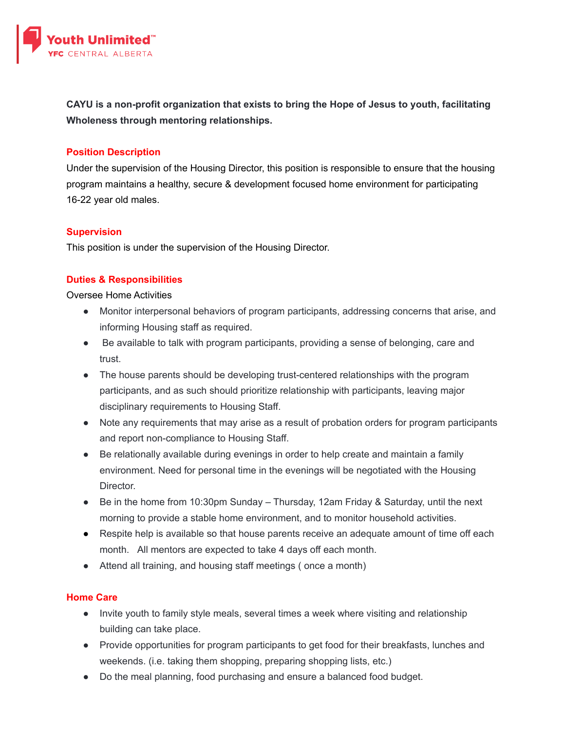Youth Unlimited™
YFC CENTRAL ALBERTA

**CAYU is a non-profit organization that exists to bring the Hope of Jesus to youth, facilitating Wholeness through mentoring relationships.**

## Position Description

Under the supervision of the Housing Director, this position is responsible to ensure that the housing program maintains a healthy, secure & development focused home environment for participating 16-22 year old males.

## Supervision

This position is under the supervision of the Housing Director.

## Duties & Responsibilities

Oversee Home Activities

- Monitor interpersonal behaviors of program participants, addressing concerns that arise, and informing Housing staff as required.
- Be available to talk with program participants, providing a sense of belonging, care and trust.
- The house parents should be developing trust-centered relationships with the program participants, and as such should prioritize relationship with participants, leaving major disciplinary requirements to Housing Staff.
- Note any requirements that may arise as a result of probation orders for program participants and report non-compliance to Housing Staff.
- Be relationally available during evenings in order to help create and maintain a family environment. Need for personal time in the evenings will be negotiated with the Housing Director.
- Be in the home from 10:30pm Sunday – Thursday, 12am Friday & Saturday, until the next morning to provide a stable home environment, and to monitor household activities.
- Respite help is available so that house parents receive an adequate amount of time off each month. All mentors are expected to take 4 days off each month.
- Attend all training, and housing staff meetings ( once a month)

## Home Care

- Invite youth to family style meals, several times a week where visiting and relationship building can take place.
- Provide opportunities for program participants to get food for their breakfasts, lunches and weekends. (i.e. taking them shopping, preparing shopping lists, etc.)
- Do the meal planning, food purchasing and ensure a balanced food budget.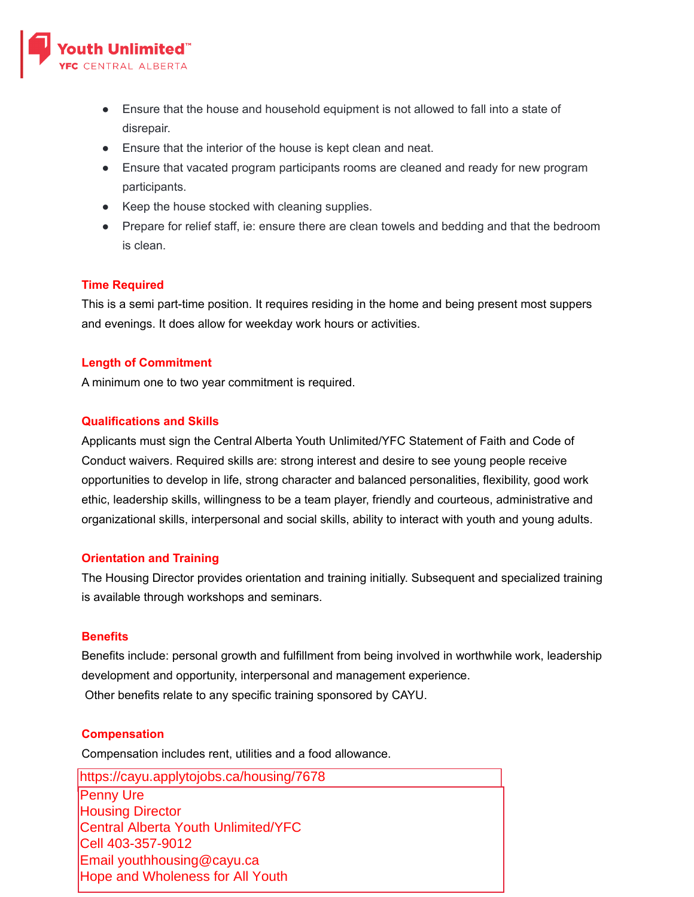- Ensure that the house and household equipment is not allowed to fall into a state of disrepair.
- Ensure that the interior of the house is kept clean and neat.
- Ensure that vacated program participants rooms are cleaned and ready for new program participants.
- Keep the house stocked with cleaning supplies.
- Prepare for relief staff, ie: ensure there are clean towels and bedding and that the bedroom is clean.

## Time Required

This is a semi part-time position. It requires residing in the home and being present most suppers and evenings. It does allow for weekday work hours or activities.

## Length of Commitment

A minimum one to two year commitment is required.

## Qualifications and Skills

Applicants must sign the Central Alberta Youth Unlimited/YFC Statement of Faith and Code of Conduct waivers. Required skills are: strong interest and desire to see young people receive opportunities to develop in life, strong character and balanced personalities, flexibility, good work ethic, leadership skills, willingness to be a team player, friendly and courteous, administrative and organizational skills, interpersonal and social skills, ability to interact with youth and young adults.

## Orientation and Training

The Housing Director provides orientation and training initially. Subsequent and specialized training is available through workshops and seminars.

## Benefits

Benefits include: personal growth and fulfillment from being involved in worthwhile work, leadership development and opportunity, interpersonal and management experience.
Other benefits relate to any specific training sponsored by CAYU.

## Compensation

Compensation includes rent, utilities and a food allowance.

https://cayu.applytojobs.ca/housing/7678

Penny Ure
Housing Director
Central Alberta Youth Unlimited/YFC
Cell 403-357-9012
Email youthhousing@cayu.ca
Hope and Wholeness for All Youth